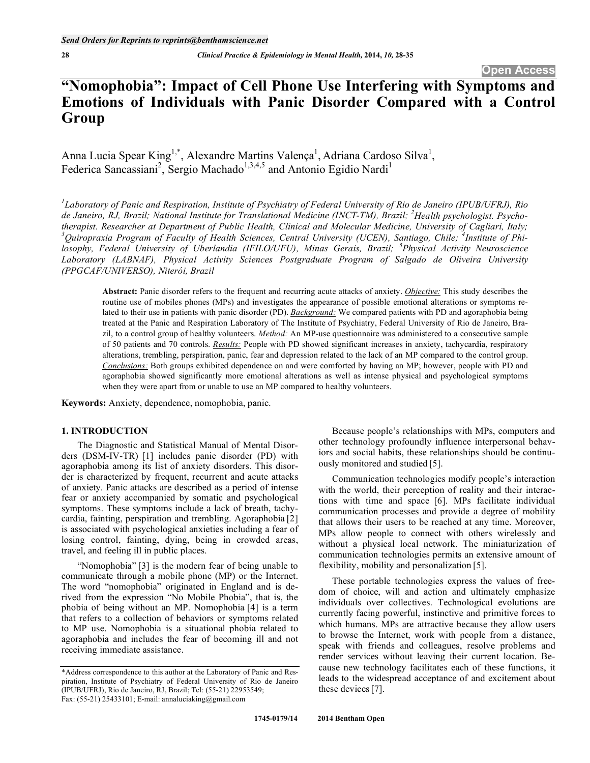# "Nomophobia": Impact of Cell Phone Use Interfering with Symptoms and Emotions of Individuals with Panic Disorder Compared with a Control Group

Anna Lucia Spear King[1,*], Alexandre Martins Valença[1], Adriana Cardoso Silva[1], Federica Sancassiani[2], Sergio Machado[1,3,4,5] and Antonio Egidio Nardi[1]

[1]Laboratory of Panic and Respiration, Institute of Psychiatry of Federal University of Rio de Janeiro (IPUB/UFRJ), Rio de Janeiro, RJ, Brazil; National Institute for Translational Medicine (INCT-TM), Brazil; [2]Health psychologist. Psychotherapist. Researcher at Department of Public Health, Clinical and Molecular Medicine, University of Cagliari, Italy; [3]Quiropraxia Program of Faculty of Health Sciences, Central University (UCEN), Santiago, Chile; [4]Institute of Philosophy, Federal University of Uberlandia (IFILO/UFU), Minas Gerais, Brazil; [5]Physical Activity Neuroscience Laboratory (LABNAF), Physical Activity Sciences Postgraduate Program of Salgado de Oliveira University (PPGCAF/UNIVERSO), Niterói, Brazil

**Abstract:** Panic disorder refers to the frequent and recurring acute attacks of anxiety. *Objective:* This study describes the routine use of mobiles phones (MPs) and investigates the appearance of possible emotional alterations or symptoms related to their use in patients with panic disorder (PD). *Background:* We compared patients with PD and agoraphobia being treated at the Panic and Respiration Laboratory of The Institute of Psychiatry, Federal University of Rio de Janeiro, Brazil, to a control group of healthy volunteers. *Method:* An MP-use questionnaire was administered to a consecutive sample of 50 patients and 70 controls. *Results:* People with PD showed significant increases in anxiety, tachycardia, respiratory alterations, trembling, perspiration, panic, fear and depression related to the lack of an MP compared to the control group. *Conclusions:* Both groups exhibited dependence on and were comforted by having an MP; however, people with PD and agoraphobia showed significantly more emotional alterations as well as intense physical and psychological symptoms when they were apart from or unable to use an MP compared to healthy volunteers.

**Keywords:** Anxiety, dependence, nomophobia, panic.

## 1. INTRODUCTION

The Diagnostic and Statistical Manual of Mental Disorders (DSM-IV-TR) [1] includes panic disorder (PD) with agoraphobia among its list of anxiety disorders. This disorder is characterized by frequent, recurrent and acute attacks of anxiety. Panic attacks are described as a period of intense fear or anxiety accompanied by somatic and psychological symptoms. These symptoms include a lack of breath, tachycardia, fainting, perspiration and trembling. Agoraphobia [2] is associated with psychological anxieties including a fear of losing control, fainting, dying, being in crowded areas, travel, and feeling ill in public places.

"Nomophobia" [3] is the modern fear of being unable to communicate through a mobile phone (MP) or the Internet. The word "nomophobia" originated in England and is derived from the expression "No Mobile Phobia", that is, the phobia of being without an MP. Nomophobia [4] is a term that refers to a collection of behaviors or symptoms related to MP use. Nomophobia is a situational phobia related to agoraphobia and includes the fear of becoming ill and not receiving immediate assistance.

Because people's relationships with MPs, computers and other technology profoundly influence interpersonal behaviors and social habits, these relationships should be continuously monitored and studied [5].

Communication technologies modify people's interaction with the world, their perception of reality and their interactions with time and space [6]. MPs facilitate individual communication processes and provide a degree of mobility that allows their users to be reached at any time. Moreover, MPs allow people to connect with others wirelessly and without a physical local network. The miniaturization of communication technologies permits an extensive amount of flexibility, mobility and personalization [5].

These portable technologies express the values of freedom of choice, will and action and ultimately emphasize individuals over collectives. Technological evolutions are currently facing powerful, instinctive and primitive forces to which humans. MPs are attractive because they allow users to browse the Internet, work with people from a distance, speak with friends and colleagues, resolve problems and render services without leaving their current location. Because new technology facilitates each of these functions, it leads to the widespread acceptance of and excitement about these devices [7].

*Address correspondence to this author at the Laboratory of Panic and Respiration, Institute of Psychiatry of Federal University of Rio de Janeiro (IPUB/UFRJ), Rio de Janeiro, RJ, Brazil; Tel: (55-21) 22953549; Fax: (55-21) 25433101; E-mail: annaluciaking@gmail.com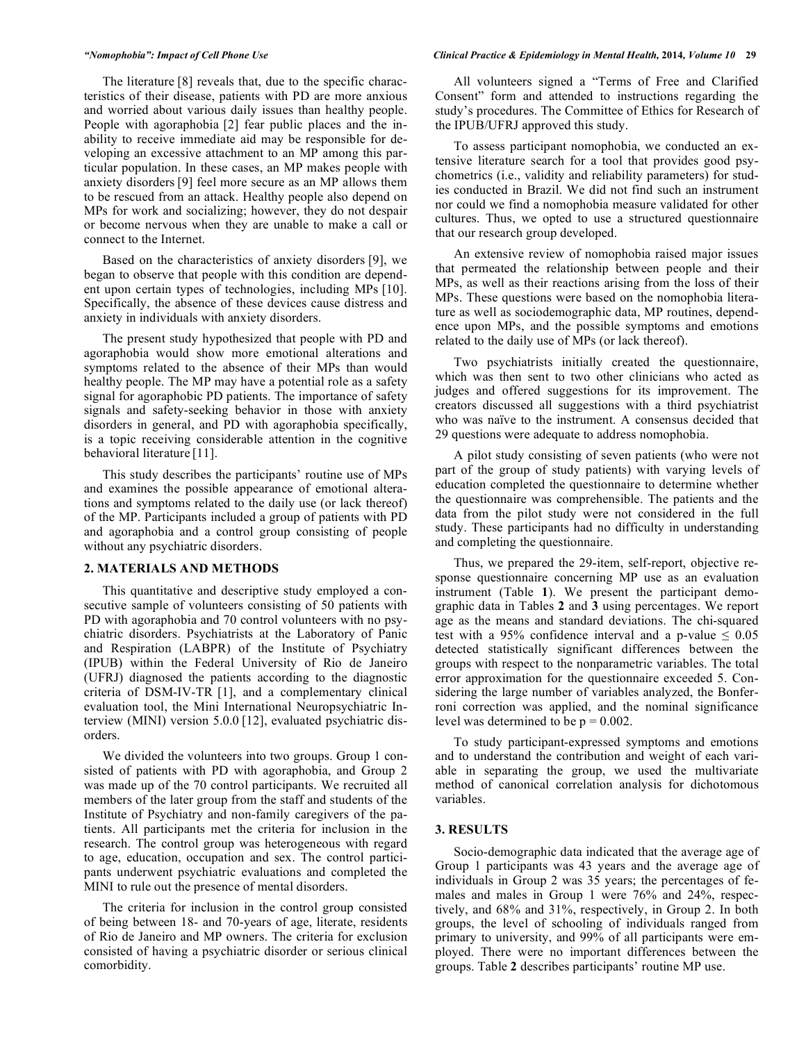The literature [8] reveals that, due to the specific characteristics of their disease, patients with PD are more anxious and worried about various daily issues than healthy people. People with agoraphobia [2] fear public places and the inability to receive immediate aid may be responsible for developing an excessive attachment to an MP among this particular population. In these cases, an MP makes people with anxiety disorders [9] feel more secure as an MP allows them to be rescued from an attack. Healthy people also depend on MPs for work and socializing; however, they do not despair or become nervous when they are unable to make a call or connect to the Internet.

Based on the characteristics of anxiety disorders [9], we began to observe that people with this condition are dependent upon certain types of technologies, including MPs [10]. Specifically, the absence of these devices cause distress and anxiety in individuals with anxiety disorders.

The present study hypothesized that people with PD and agoraphobia would show more emotional alterations and symptoms related to the absence of their MPs than would healthy people. The MP may have a potential role as a safety signal for agoraphobic PD patients. The importance of safety signals and safety-seeking behavior in those with anxiety disorders in general, and PD with agoraphobia specifically, is a topic receiving considerable attention in the cognitive behavioral literature [11].

This study describes the participants' routine use of MPs and examines the possible appearance of emotional alterations and symptoms related to the daily use (or lack thereof) of the MP. Participants included a group of patients with PD and agoraphobia and a control group consisting of people without any psychiatric disorders.

## 2. MATERIALS AND METHODS

This quantitative and descriptive study employed a consecutive sample of volunteers consisting of 50 patients with PD with agoraphobia and 70 control volunteers with no psychiatric disorders. Psychiatrists at the Laboratory of Panic and Respiration (LABPR) of the Institute of Psychiatry (IPUB) within the Federal University of Rio de Janeiro (UFRJ) diagnosed the patients according to the diagnostic criteria of DSM-IV-TR [1], and a complementary clinical evaluation tool, the Mini International Neuropsychiatric Interview (MINI) version 5.0.0 [12], evaluated psychiatric disorders.

We divided the volunteers into two groups. Group 1 consisted of patients with PD with agoraphobia, and Group 2 was made up of the 70 control participants. We recruited all members of the later group from the staff and students of the Institute of Psychiatry and non-family caregivers of the patients. All participants met the criteria for inclusion in the research. The control group was heterogeneous with regard to age, education, occupation and sex. The control participants underwent psychiatric evaluations and completed the MINI to rule out the presence of mental disorders.

The criteria for inclusion in the control group consisted of being between 18- and 70-years of age, literate, residents of Rio de Janeiro and MP owners. The criteria for exclusion consisted of having a psychiatric disorder or serious clinical comorbidity.

All volunteers signed a "Terms of Free and Clarified Consent" form and attended to instructions regarding the study's procedures. The Committee of Ethics for Research of the IPUB/UFRJ approved this study.

To assess participant nomophobia, we conducted an extensive literature search for a tool that provides good psychometrics (i.e., validity and reliability parameters) for studies conducted in Brazil. We did not find such an instrument nor could we find a nomophobia measure validated for other cultures. Thus, we opted to use a structured questionnaire that our research group developed.

An extensive review of nomophobia raised major issues that permeated the relationship between people and their MPs, as well as their reactions arising from the loss of their MPs. These questions were based on the nomophobia literature as well as sociodemographic data, MP routines, dependence upon MPs, and the possible symptoms and emotions related to the daily use of MPs (or lack thereof).

Two psychiatrists initially created the questionnaire, which was then sent to two other clinicians who acted as judges and offered suggestions for its improvement. The creators discussed all suggestions with a third psychiatrist who was naïve to the instrument. A consensus decided that 29 questions were adequate to address nomophobia.

A pilot study consisting of seven patients (who were not part of the group of study patients) with varying levels of education completed the questionnaire to determine whether the questionnaire was comprehensible. The patients and the data from the pilot study were not considered in the full study. These participants had no difficulty in understanding and completing the questionnaire.

Thus, we prepared the 29-item, self-report, objective response questionnaire concerning MP use as an evaluation instrument (Table **1**). We present the participant demographic data in Tables **2** and **3** using percentages. We report age as the means and standard deviations. The chi-squared test with a 95% confidence interval and a p-value $\leq 0.05$ detected statistically significant differences between the groups with respect to the nonparametric variables. The total error approximation for the questionnaire exceeded 5. Considering the large number of variables analyzed, the Bonferroni correction was applied, and the nominal significance level was determined to be $p = 0.002$.

To study participant-expressed symptoms and emotions and to understand the contribution and weight of each variable in separating the group, we used the multivariate method of canonical correlation analysis for dichotomous variables.

## 3. RESULTS

Socio-demographic data indicated that the average age of Group 1 participants was 43 years and the average age of individuals in Group 2 was 35 years; the percentages of females and males in Group 1 were 76% and 24%, respectively, and 68% and 31%, respectively, in Group 2. In both groups, the level of schooling of individuals ranged from primary to university, and 99% of all participants were employed. There were no important differences between the groups. Table **2** describes participants' routine MP use.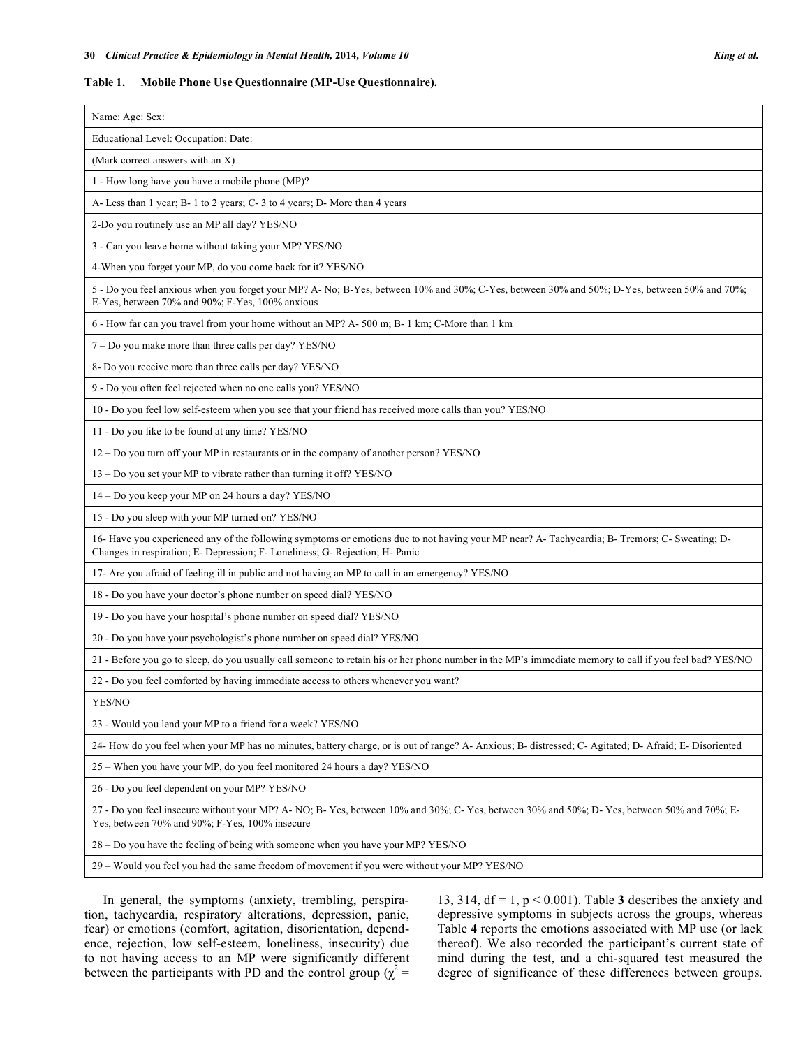**Table 1. Mobile Phone Use Questionnaire (MP-Use Questionnaire).**

| Name: Age: Sex: |
|---|
| Educational Level: Occupation: Date: |
| (Mark correct answers with an X) |
| 1 - How long have you have a mobile phone (MP)? |
| A- Less than 1 year; B- 1 to 2 years; C- 3 to 4 years; D- More than 4 years |
| 2-Do you routinely use an MP all day? YES/NO |
| 3 - Can you leave home without taking your MP? YES/NO |
| 4-When you forget your MP, do you come back for it? YES/NO |
| 5 - Do you feel anxious when you forget your MP? A- No; B-Yes, between 10% and 30%; C-Yes, between 30% and 50%; D-Yes, between 50% and 70%; E-Yes, between 70% and 90%; F-Yes, 100% anxious |
| 6 - How far can you travel from your home without an MP? A- 500 m; B- 1 km; C-More than 1 km |
| 7 – Do you make more than three calls per day? YES/NO |
| 8- Do you receive more than three calls per day? YES/NO |
| 9 - Do you often feel rejected when no one calls you? YES/NO |
| 10 - Do you feel low self-esteem when you see that your friend has received more calls than you? YES/NO |
| 11 - Do you like to be found at any time? YES/NO |
| 12 – Do you turn off your MP in restaurants or in the company of another person? YES/NO |
| 13 – Do you set your MP to vibrate rather than turning it off? YES/NO |
| 14 – Do you keep your MP on 24 hours a day? YES/NO |
| 15 - Do you sleep with your MP turned on? YES/NO |
| 16- Have you experienced any of the following symptoms or emotions due to not having your MP near? A- Tachycardia; B- Tremors; C- Sweating; D- Changes in respiration; E- Depression; F- Loneliness; G- Rejection; H- Panic |
| 17- Are you afraid of feeling ill in public and not having an MP to call in an emergency? YES/NO |
| 18 - Do you have your doctor's phone number on speed dial? YES/NO |
| 19 - Do you have your hospital's phone number on speed dial? YES/NO |
| 20 - Do you have your psychologist's phone number on speed dial? YES/NO |
| 21 - Before you go to sleep, do you usually call someone to retain his or her phone number in the MP's immediate memory to call if you feel bad? YES/NO |
| 22 - Do you feel comforted by having immediate access to others whenever you want? |
| YES/NO |
| 23 - Would you lend your MP to a friend for a week? YES/NO |
| 24- How do you feel when your MP has no minutes, battery charge, or is out of range? A- Anxious; B- distressed; C- Agitated; D- Afraid; E- Disoriented |
| 25 – When you have your MP, do you feel monitored 24 hours a day? YES/NO |
| 26 - Do you feel dependent on your MP? YES/NO |
| 27 - Do you feel insecure without your MP? A- NO; B- Yes, between 10% and 30%; C- Yes, between 30% and 50%; D- Yes, between 50% and 70%; E- Yes, between 70% and 90%; F-Yes, 100% insecure |
| 28 – Do you have the feeling of being with someone when you have your MP? YES/NO |
| 29 – Would you feel you had the same freedom of movement if you were without your MP? YES/NO |

In general, the symptoms (anxiety, trembling, perspiration, tachycardia, respiratory alterations, depression, panic, fear) or emotions (comfort, agitation, disorientation, dependence, rejection, low self-esteem, loneliness, insecurity) due to not having access to an MP were significantly different between the participants with PD and the control group ($\chi^2$ = 13, 314, df = 1, $p < 0.001$). Table **3** describes the anxiety and depressive symptoms in subjects across the groups, whereas Table **4** reports the emotions associated with MP use (or lack thereof). We also recorded the participant's current state of mind during the test, and a chi-squared test measured the degree of significance of these differences between groups.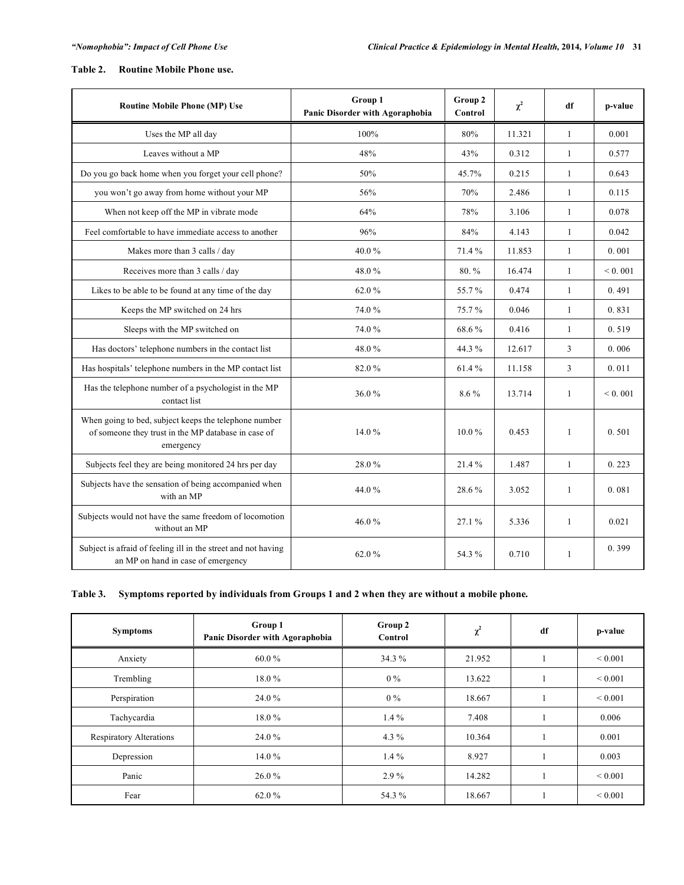**Table 2. Routine Mobile Phone use.**

| Routine Mobile Phone (MP) Use | Group 1 Panic Disorder with Agoraphobia | Group 2 Control | $\chi^2$ | df | p-value |
|---|---|---|---|---|---|
| Uses the MP all day | 100% | 80% | 11.321 | 1 | 0.001 |
| Leaves without a MP | 48% | 43% | 0.312 | 1 | 0.577 |
| Do you go back home when you forget your cell phone? | 50% | 45.7% | 0.215 | 1 | 0.643 |
| you won't go away from home without your MP | 56% | 70% | 2.486 | 1 | 0.115 |
| When not keep off the MP in vibrate mode | 64% | 78% | 3.106 | 1 | 0.078 |
| Feel comfortable to have immediate access to another | 96% | 84% | 4.143 | 1 | 0.042 |
| Makes more than 3 calls / day | 40.0 % | 71.4 % | 11.853 | 1 | 0. 001 |
| Receives more than 3 calls / day | 48.0 % | 80. % | 16.474 | 1 | < 0. 001 |
| Likes to be able to be found at any time of the day | 62.0 % | 55.7 % | 0.474 | 1 | 0. 491 |
| Keeps the MP switched on 24 hrs | 74.0 % | 75.7 % | 0.046 | 1 | 0. 831 |
| Sleeps with the MP switched on | 74.0 % | 68.6 % | 0.416 | 1 | 0. 519 |
| Has doctors' telephone numbers in the contact list | 48.0 % | 44.3 % | 12.617 | 3 | 0. 006 |
| Has hospitals' telephone numbers in the MP contact list | 82.0 % | 61.4 % | 11.158 | 3 | 0. 011 |
| Has the telephone number of a psychologist in the MP contact list | 36.0 % | 8.6 % | 13.714 | 1 | < 0. 001 |
| When going to bed, subject keeps the telephone number of someone they trust in the MP database in case of emergency | 14.0 % | 10.0 % | 0.453 | 1 | 0. 501 |
| Subjects feel they are being monitored 24 hrs per day | 28.0 % | 21.4 % | 1.487 | 1 | 0. 223 |
| Subjects have the sensation of being accompanied when with an MP | 44.0 % | 28.6 % | 3.052 | 1 | 0. 081 |
| Subjects would not have the same freedom of locomotion without an MP | 46.0 % | 27.1 % | 5.336 | 1 | 0.021 |
| Subject is afraid of feeling ill in the street and not having an MP on hand in case of emergency | 62.0 % | 54.3 % | 0.710 | 1 | 0. 399 |

**Table 3. Symptoms reported by individuals from Groups 1 and 2 when they are without a mobile phone.**

| Symptoms | Group 1 Panic Disorder with Agoraphobia | Group 2 Control | $\chi^2$ | df | p-value |
|---|---|---|---|---|---|
| Anxiety | 60.0 % | 34.3 % | 21.952 | 1 | < 0.001 |
| Trembling | 18.0 % | 0 % | 13.622 | 1 | < 0.001 |
| Perspiration | 24.0 % | 0 % | 18.667 | 1 | < 0.001 |
| Tachycardia | 18.0 % | 1.4 % | 7.408 | 1 | 0.006 |
| Respiratory Alterations | 24.0 % | 4.3 % | 10.364 | 1 | 0.001 |
| Depression | 14.0 % | 1.4 % | 8.927 | 1 | 0.003 |
| Panic | 26.0 % | 2.9 % | 14.282 | 1 | < 0.001 |
| Fear | 62.0 % | 54.3 % | 18.667 | 1 | < 0.001 |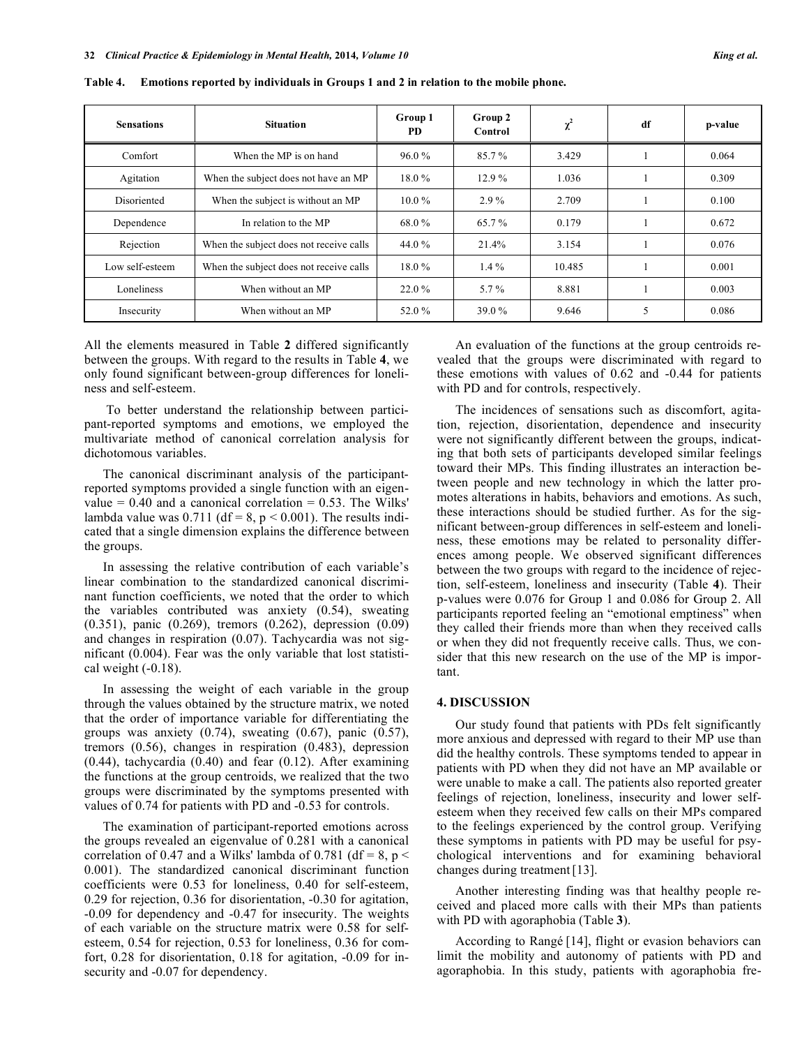**Table 4. Emotions reported by individuals in Groups 1 and 2 in relation to the mobile phone.**

| Sensations | Situation | Group 1 PD | Group 2 Control | $\chi^2$ | df | p-value |
|---|---|---|---|---|---|---|
| Comfort | When the MP is on hand | 96.0 % | 85.7 % | 3.429 | 1 | 0.064 |
| Agitation | When the subject does not have an MP | 18.0 % | 12.9 % | 1.036 | 1 | 0.309 |
| Disoriented | When the subject is without an MP | 10.0 % | 2.9 % | 2.709 | 1 | 0.100 |
| Dependence | In relation to the MP | 68.0 % | 65.7 % | 0.179 | 1 | 0.672 |
| Rejection | When the subject does not receive calls | 44.0 % | 21.4% | 3.154 | 1 | 0.076 |
| Low self-esteem | When the subject does not receive calls | 18.0 % | 1.4 % | 10.485 | 1 | 0.001 |
| Loneliness | When without an MP | 22.0 % | 5.7 % | 8.881 | 1 | 0.003 |
| Insecurity | When without an MP | 52.0 % | 39.0 % | 9.646 | 5 | 0.086 |

All the elements measured in Table **2** differed significantly between the groups. With regard to the results in Table **4**, we only found significant between-group differences for loneliness and self-esteem.

To better understand the relationship between participant-reported symptoms and emotions, we employed the multivariate method of canonical correlation analysis for dichotomous variables.

The canonical discriminant analysis of the participant-reported symptoms provided a single function with an eigenvalue = 0.40 and a canonical correlation = 0.53. The Wilks' lambda value was 0.711 (df = 8, $p < 0.001$). The results indicated that a single dimension explains the difference between the groups.

In assessing the relative contribution of each variable's linear combination to the standardized canonical discriminant function coefficients, we noted that the order to which the variables contributed was anxiety (0.54), sweating (0.351), panic (0.269), tremors (0.262), depression (0.09) and changes in respiration (0.07). Tachycardia was not significant (0.004). Fear was the only variable that lost statistical weight (-0.18).

In assessing the weight of each variable in the group through the values obtained by the structure matrix, we noted that the order of importance variable for differentiating the groups was anxiety (0.74), sweating (0.67), panic (0.57), tremors (0.56), changes in respiration (0.483), depression (0.44), tachycardia (0.40) and fear (0.12). After examining the functions at the group centroids, we realized that the two groups were discriminated by the symptoms presented with values of 0.74 for patients with PD and -0.53 for controls.

The examination of participant-reported emotions across the groups revealed an eigenvalue of 0.281 with a canonical correlation of 0.47 and a Wilks' lambda of 0.781 (df = 8, $p < 0.001$). The standardized canonical discriminant function coefficients were 0.53 for loneliness, 0.40 for self-esteem, 0.29 for rejection, 0.36 for disorientation, -0.30 for agitation, -0.09 for dependency and -0.47 for insecurity. The weights of each variable on the structure matrix were 0.58 for self-esteem, 0.54 for rejection, 0.53 for loneliness, 0.36 for comfort, 0.28 for disorientation, 0.18 for agitation, -0.09 for insecurity and -0.07 for dependency.

An evaluation of the functions at the group centroids revealed that the groups were discriminated with regard to these emotions with values of 0.62 and -0.44 for patients with PD and for controls, respectively.

The incidences of sensations such as discomfort, agitation, rejection, disorientation, dependence and insecurity were not significantly different between the groups, indicating that both sets of participants developed similar feelings toward their MPs. This finding illustrates an interaction between people and new technology in which the latter promotes alterations in habits, behaviors and emotions. As such, these interactions should be studied further. As for the significant between-group differences in self-esteem and loneliness, these emotions may be related to personality differences among people. We observed significant differences between the two groups with regard to the incidence of rejection, self-esteem, loneliness and insecurity (Table **4**). Their p-values were 0.076 for Group 1 and 0.086 for Group 2. All participants reported feeling an "emotional emptiness" when they called their friends more than when they received calls or when they did not frequently receive calls. Thus, we consider that this new research on the use of the MP is important.

## 4. DISCUSSION

Our study found that patients with PDs felt significantly more anxious and depressed with regard to their MP use than did the healthy controls. These symptoms tended to appear in patients with PD when they did not have an MP available or were unable to make a call. The patients also reported greater feelings of rejection, loneliness, insecurity and lower self-esteem when they received few calls on their MPs compared to the feelings experienced by the control group. Verifying these symptoms in patients with PD may be useful for psychological interventions and for examining behavioral changes during treatment [13].

Another interesting finding was that healthy people received and placed more calls with their MPs than patients with PD with agoraphobia (Table **3**).

According to Rangé [14], flight or evasion behaviors can limit the mobility and autonomy of patients with PD and agoraphobia. In this study, patients with agoraphobia fre-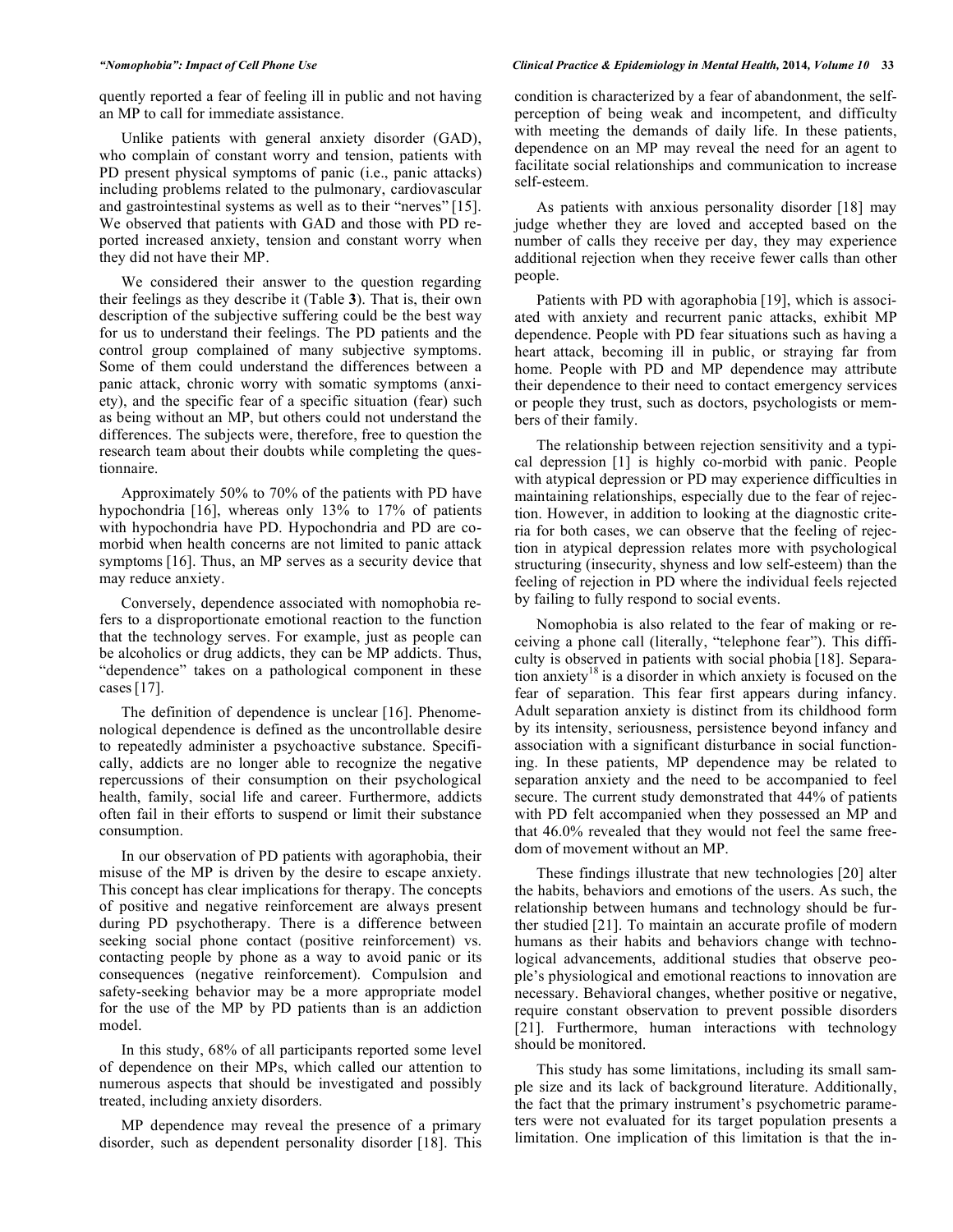quently reported a fear of feeling ill in public and not having an MP to call for immediate assistance.

Unlike patients with general anxiety disorder (GAD), who complain of constant worry and tension, patients with PD present physical symptoms of panic (i.e., panic attacks) including problems related to the pulmonary, cardiovascular and gastrointestinal systems as well as to their "nerves" [15]. We observed that patients with GAD and those with PD reported increased anxiety, tension and constant worry when they did not have their MP.

We considered their answer to the question regarding their feelings as they describe it (Table **3**). That is, their own description of the subjective suffering could be the best way for us to understand their feelings. The PD patients and the control group complained of many subjective symptoms. Some of them could understand the differences between a panic attack, chronic worry with somatic symptoms (anxiety), and the specific fear of a specific situation (fear) such as being without an MP, but others could not understand the differences. The subjects were, therefore, free to question the research team about their doubts while completing the questionnaire.

Approximately 50% to 70% of the patients with PD have hypochondria [16], whereas only 13% to 17% of patients with hypochondria have PD. Hypochondria and PD are comorbid when health concerns are not limited to panic attack symptoms [16]. Thus, an MP serves as a security device that may reduce anxiety.

Conversely, dependence associated with nomophobia refers to a disproportionate emotional reaction to the function that the technology serves. For example, just as people can be alcoholics or drug addicts, they can be MP addicts. Thus, "dependence" takes on a pathological component in these cases [17].

The definition of dependence is unclear [16]. Phenomenological dependence is defined as the uncontrollable desire to repeatedly administer a psychoactive substance. Specifically, addicts are no longer able to recognize the negative repercussions of their consumption on their psychological health, family, social life and career. Furthermore, addicts often fail in their efforts to suspend or limit their substance consumption.

In our observation of PD patients with agoraphobia, their misuse of the MP is driven by the desire to escape anxiety. This concept has clear implications for therapy. The concepts of positive and negative reinforcement are always present during PD psychotherapy. There is a difference between seeking social phone contact (positive reinforcement) vs. contacting people by phone as a way to avoid panic or its consequences (negative reinforcement). Compulsion and safety-seeking behavior may be a more appropriate model for the use of the MP by PD patients than is an addiction model.

In this study, 68% of all participants reported some level of dependence on their MPs, which called our attention to numerous aspects that should be investigated and possibly treated, including anxiety disorders.

MP dependence may reveal the presence of a primary disorder, such as dependent personality disorder [18]. This condition is characterized by a fear of abandonment, the self-perception of being weak and incompetent, and difficulty with meeting the demands of daily life. In these patients, dependence on an MP may reveal the need for an agent to facilitate social relationships and communication to increase self-esteem.

As patients with anxious personality disorder [18] may judge whether they are loved and accepted based on the number of calls they receive per day, they may experience additional rejection when they receive fewer calls than other people.

Patients with PD with agoraphobia [19], which is associated with anxiety and recurrent panic attacks, exhibit MP dependence. People with PD fear situations such as having a heart attack, becoming ill in public, or straying far from home. People with PD and MP dependence may attribute their dependence to their need to contact emergency services or people they trust, such as doctors, psychologists or members of their family.

The relationship between rejection sensitivity and a typical depression [1] is highly co-morbid with panic. People with atypical depression or PD may experience difficulties in maintaining relationships, especially due to the fear of rejection. However, in addition to looking at the diagnostic criteria for both cases, we can observe that the feeling of rejection in atypical depression relates more with psychological structuring (insecurity, shyness and low self-esteem) than the feeling of rejection in PD where the individual feels rejected by failing to fully respond to social events.

Nomophobia is also related to the fear of making or receiving a phone call (literally, "telephone fear"). This difficulty is observed in patients with social phobia [18]. Separation anxiety[18] is a disorder in which anxiety is focused on the fear of separation. This fear first appears during infancy. Adult separation anxiety is distinct from its childhood form by its intensity, seriousness, persistence beyond infancy and association with a significant disturbance in social functioning. In these patients, MP dependence may be related to separation anxiety and the need to be accompanied to feel secure. The current study demonstrated that 44% of patients with PD felt accompanied when they possessed an MP and that 46.0% revealed that they would not feel the same freedom of movement without an MP.

These findings illustrate that new technologies [20] alter the habits, behaviors and emotions of the users. As such, the relationship between humans and technology should be further studied [21]. To maintain an accurate profile of modern humans as their habits and behaviors change with technological advancements, additional studies that observe people's physiological and emotional reactions to innovation are necessary. Behavioral changes, whether positive or negative, require constant observation to prevent possible disorders [21]. Furthermore, human interactions with technology should be monitored.

This study has some limitations, including its small sample size and its lack of background literature. Additionally, the fact that the primary instrument's psychometric parameters were not evaluated for its target population presents a limitation. One implication of this limitation is that the in-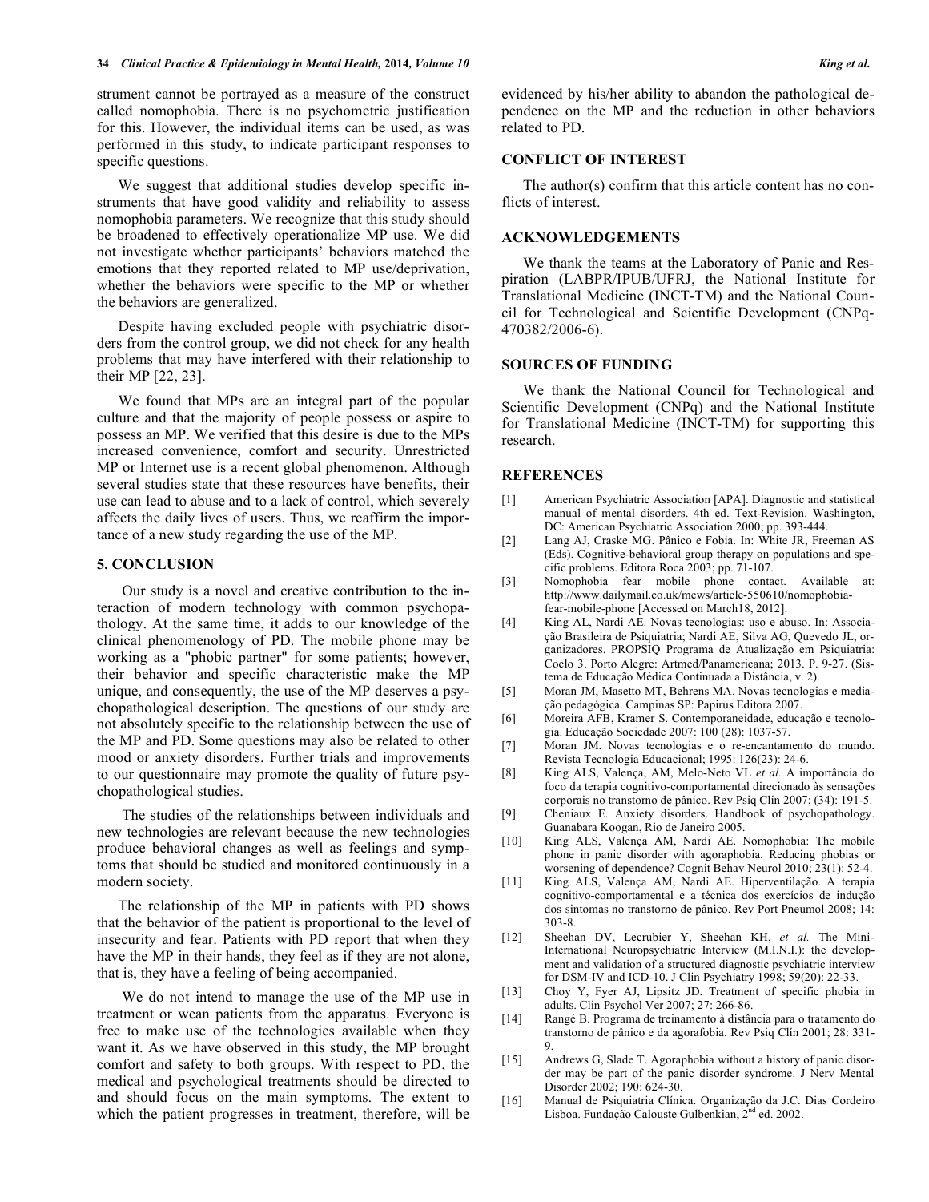strument cannot be portrayed as a measure of the construct called nomophobia. There is no psychometric justification for this. However, the individual items can be used, as was performed in this study, to indicate participant responses to specific questions.

We suggest that additional studies develop specific instruments that have good validity and reliability to assess nomophobia parameters. We recognize that this study should be broadened to effectively operationalize MP use. We did not investigate whether participants' behaviors matched the emotions that they reported related to MP use/deprivation, whether the behaviors were specific to the MP or whether the behaviors are generalized.

Despite having excluded people with psychiatric disorders from the control group, we did not check for any health problems that may have interfered with their relationship to their MP [22, 23].

We found that MPs are an integral part of the popular culture and that the majority of people possess or aspire to possess an MP. We verified that this desire is due to the MPs increased convenience, comfort and security. Unrestricted MP or Internet use is a recent global phenomenon. Although several studies state that these resources have benefits, their use can lead to abuse and to a lack of control, which severely affects the daily lives of users. Thus, we reaffirm the importance of a new study regarding the use of the MP.

## 5. CONCLUSION

Our study is a novel and creative contribution to the interaction of modern technology with common psychopathology. At the same time, it adds to our knowledge of the clinical phenomenology of PD. The mobile phone may be working as a "phobic partner" for some patients; however, their behavior and specific characteristic make the MP unique, and consequently, the use of the MP deserves a psychopathological description. The questions of our study are not absolutely specific to the relationship between the use of the MP and PD. Some questions may also be related to other mood or anxiety disorders. Further trials and improvements to our questionnaire may promote the quality of future psychopathological studies.

The studies of the relationships between individuals and new technologies are relevant because the new technologies produce behavioral changes as well as feelings and symptoms that should be studied and monitored continuously in a modern society.

The relationship of the MP in patients with PD shows that the behavior of the patient is proportional to the level of insecurity and fear. Patients with PD report that when they have the MP in their hands, they feel as if they are not alone, that is, they have a feeling of being accompanied.

We do not intend to manage the use of the MP use in treatment or wean patients from the apparatus. Everyone is free to make use of the technologies available when they want it. As we have observed in this study, the MP brought comfort and safety to both groups. With respect to PD, the medical and psychological treatments should be directed to and should focus on the main symptoms. The extent to which the patient progresses in treatment, therefore, will be evidenced by his/her ability to abandon the pathological dependence on the MP and the reduction in other behaviors related to PD.

## CONFLICT OF INTEREST

The author(s) confirm that this article content has no conflicts of interest.

## ACKNOWLEDGEMENTS

We thank the teams at the Laboratory of Panic and Respiration (LABPR/IPUB/UFRJ, the National Institute for Translational Medicine (INCT-TM) and the National Council for Technological and Scientific Development (CNPq-470382/2006-6).

## SOURCES OF FUNDING

We thank the National Council for Technological and Scientific Development (CNPq) and the National Institute for Translational Medicine (INCT-TM) for supporting this research.

## REFERENCES

[1] American Psychiatric Association [APA]. Diagnostic and statistical manual of mental disorders. 4th ed. Text-Revision. Washington, DC: American Psychiatric Association 2000; pp. 393-444.

[2] Lang AJ, Craske MG. Pânico e Fobia. In: White JR, Freeman AS (Eds). Cognitive-behavioral group therapy on populations and specific problems. Editora Roca 2003; pp. 71-107.

[3] Nomophobia fear mobile phone contact. Available at: http://www.dailymail.co.uk/mews/article-550610/nomophobia-fear-mobile-phone [Accessed on March18, 2012].

[4] King AL, Nardi AE. Novas tecnologias: uso e abuso. In: Associação Brasileira de Psiquiatria; Nardi AE, Silva AG, Quevedo JL, organizadores. PROPSIQ Programa de Atualização em Psiquiatria: Coclo 3. Porto Alegre: Artmed/Panamericana; 2013. P. 9-27. (Sistema de Educação Médica Continuada a Distância, v. 2).

[5] Moran JM, Masetto MT, Behrens MA. Novas tecnologias e mediação pedagógica. Campinas SP: Papirus Editora 2007.

[6] Moreira AFB, Kramer S. Contemporaneidade, educação e tecnologia. Educação Sociedade 2007: 100 (28): 1037-57.

[7] Moran JM. Novas tecnologias e o re-encantamento do mundo. Revista Tecnologia Educacional; 1995: 126(23): 24-6.

[8] King ALS, Valença, AM, Melo-Neto VL *et al.* A importância do foco da terapia cognitivo-comportamental direcionado às sensações corporais no transtorno de pânico. Rev Psiq Clín 2007; (34): 191-5.

[9] Cheniaux E. Anxiety disorders. Handbook of psychopathology. Guanabara Koogan, Rio de Janeiro 2005.

[10] King ALS, Valença AM, Nardi AE. Nomophobia: The mobile phone in panic disorder with agoraphobia. Reducing phobias or worsening of dependence? Cognit Behav Neurol 2010; 23(1): 52-4.

[11] King ALS, Valença AM, Nardi AE. Hiperventilação. A terapia cognitivo-comportamental e a técnica dos exercícios de indução dos sintomas no transtorno de pânico. Rev Port Pneumol 2008; 14: 303-8.

[12] Sheehan DV, Lecrubier Y, Sheehan KH, *et al.* The Mini-International Neuropsychiatric Interview (M.I.N.I.): the development and validation of a structured diagnostic psychiatric interview for DSM-IV and ICD-10. J Clin Psychiatry 1998; 59(20): 22-33.

[13] Choy Y, Fyer AJ, Lipsitz JD. Treatment of specific phobia in adults. Clin Psychol Ver 2007; 27: 266-86.

[14] Rangé B. Programa de treinamento à distância para o tratamento do transtorno de pânico e da agorafobia. Rev Psiq Clín 2001; 28: 331-9.

[15] Andrews G, Slade T. Agoraphobia without a history of panic disorder may be part of the panic disorder syndrome. J Nerv Mental Disorder 2002; 190: 624-30.

[16] Manual de Psiquiatria Clínica. Organização da J.C. Dias Cordeiro Lisboa. Fundação Calouste Gulbenkian, 2nd ed. 2002.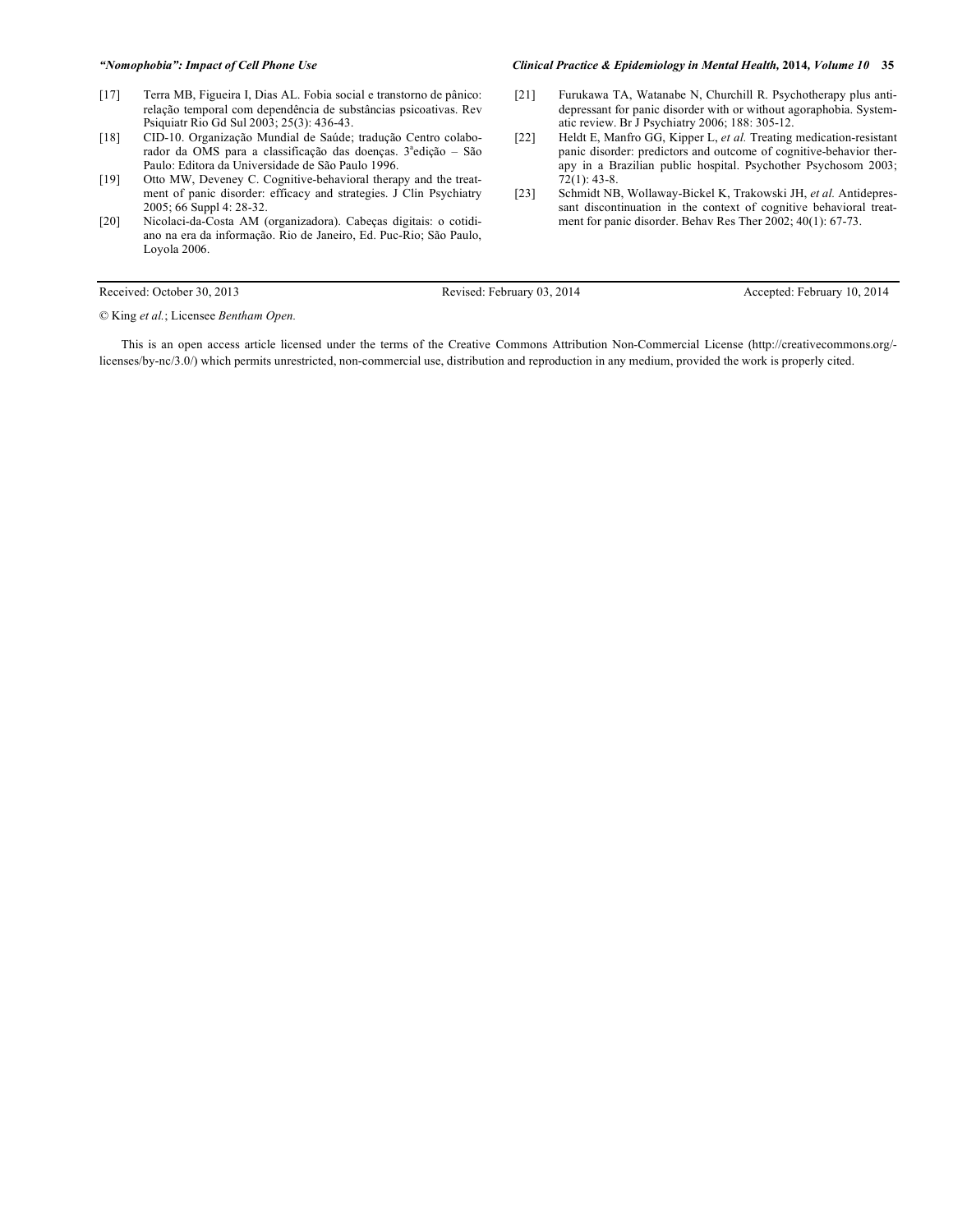[17] Terra MB, Figueira I, Dias AL. Fobia social e transtorno de pânico: relação temporal com dependência de substâncias psicoativas. Rev Psiquiatr Rio Gd Sul 2003; 25(3): 436-43.

[18] CID-10. Organização Mundial de Saúde; tradução Centro colaborador da OMS para a classificação das doenças. 3ªedição – São Paulo: Editora da Universidade de São Paulo 1996.

[19] Otto MW, Deveney C. Cognitive-behavioral therapy and the treatment of panic disorder: efficacy and strategies. J Clin Psychiatry 2005; 66 Suppl 4: 28-32.

[20] Nicolaci-da-Costa AM (organizadora). Cabeças digitais: o cotidiano na era da informação. Rio de Janeiro, Ed. Puc-Rio; São Paulo, Loyola 2006.

[21] Furukawa TA, Watanabe N, Churchill R. Psychotherapy plus antidepressant for panic disorder with or without agoraphobia. Systematic review. Br J Psychiatry 2006; 188: 305-12.

[22] Heldt E, Manfro GG, Kipper L, *et al.* Treating medication-resistant panic disorder: predictors and outcome of cognitive-behavior therapy in a Brazilian public hospital. Psychother Psychosom 2003; 72(1): 43-8.

[23] Schmidt NB, Wollaway-Bickel K, Trakowski JH, *et al.* Antidepressant discontinuation in the context of cognitive behavioral treatment for panic disorder. Behav Res Ther 2002; 40(1): 67-73.

Received: October 30, 2013 Revised: February 03, 2014 Accepted: February 10, 2014

© King *et al.*; Licensee *Bentham Open.*

This is an open access article licensed under the terms of the Creative Commons Attribution Non-Commercial License (http://creativecommons.org/licenses/by-nc/3.0/) which permits unrestricted, non-commercial use, distribution and reproduction in any medium, provided the work is properly cited.